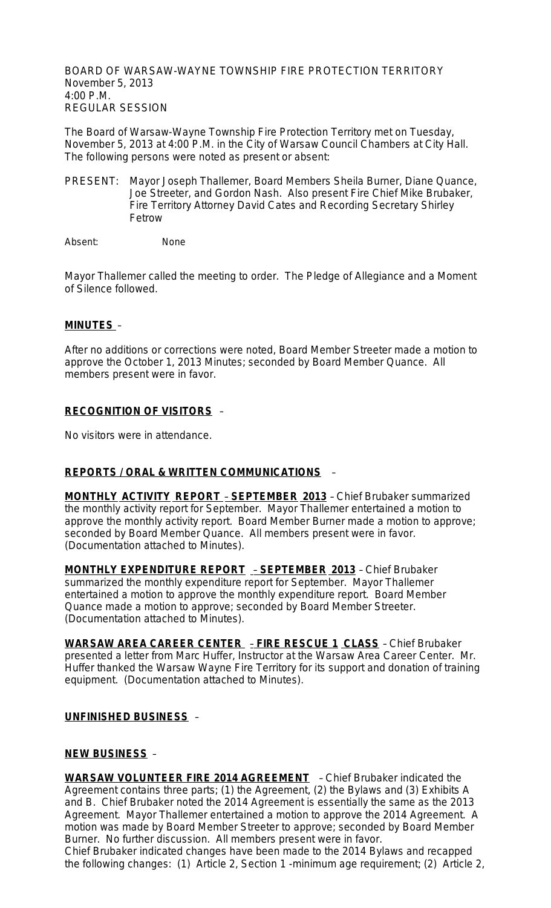BOARD OF WARSAW-WAYNE TOWNSHIP FIRE PROTECTION TERRITORY
November 5, 2013
4:00 P.M.
REGULAR SESSION

The Board of Warsaw-Wayne Township Fire Protection Territory met on Tuesday, November 5, 2013 at 4:00 P.M. in the City of Warsaw Council Chambers at City Hall. The following persons were noted as present or absent:

PRESENT: Mayor Joseph Thallemer, Board Members Sheila Burner, Diane Quance, Joe Streeter, and Gordon Nash. Also present Fire Chief Mike Brubaker, Fire Territory Attorney David Cates and Recording Secretary Shirley Fetrow

Absent: None

Mayor Thallemer called the meeting to order. The Pledge of Allegiance and a Moment of Silence followed.

**MINUTES** –

After no additions or corrections were noted, Board Member Streeter made a motion to approve the October 1, 2013 Minutes; seconded by Board Member Quance. All members present were in favor.

**RECOGNITION OF VISITORS** –

No visitors were in attendance.

**REPORTS / ORAL & WRITTEN COMMUNICATIONS** –

**MONTHLY ACTIVITY REPORT – SEPTEMBER 2013** – Chief Brubaker summarized the monthly activity report for September. Mayor Thallemer entertained a motion to approve the monthly activity report. Board Member Burner made a motion to approve; seconded by Board Member Quance. All members present were in favor. (Documentation attached to Minutes).

**MONTHLY EXPENDITURE REPORT – SEPTEMBER 2013** – Chief Brubaker summarized the monthly expenditure report for September. Mayor Thallemer entertained a motion to approve the monthly expenditure report. Board Member Quance made a motion to approve; seconded by Board Member Streeter. (Documentation attached to Minutes).

**WARSAW AREA CAREER CENTER – FIRE RESCUE 1 CLASS** – Chief Brubaker presented a letter from Marc Huffer, Instructor at the Warsaw Area Career Center. Mr. Huffer thanked the Warsaw Wayne Fire Territory for its support and donation of training equipment. (Documentation attached to Minutes).

**UNFINISHED BUSINESS** –

**NEW BUSINESS** –

**WARSAW VOLUNTEER FIRE 2014 AGREEMENT** – Chief Brubaker indicated the Agreement contains three parts; (1) the Agreement, (2) the Bylaws and (3) Exhibits A and B. Chief Brubaker noted the 2014 Agreement is essentially the same as the 2013 Agreement. Mayor Thallemer entertained a motion to approve the 2014 Agreement. A motion was made by Board Member Streeter to approve; seconded by Board Member Burner. No further discussion. All members present were in favor.
Chief Brubaker indicated changes have been made to the 2014 Bylaws and recapped the following changes: (1) Article 2, Section 1 -minimum age requirement; (2) Article 2,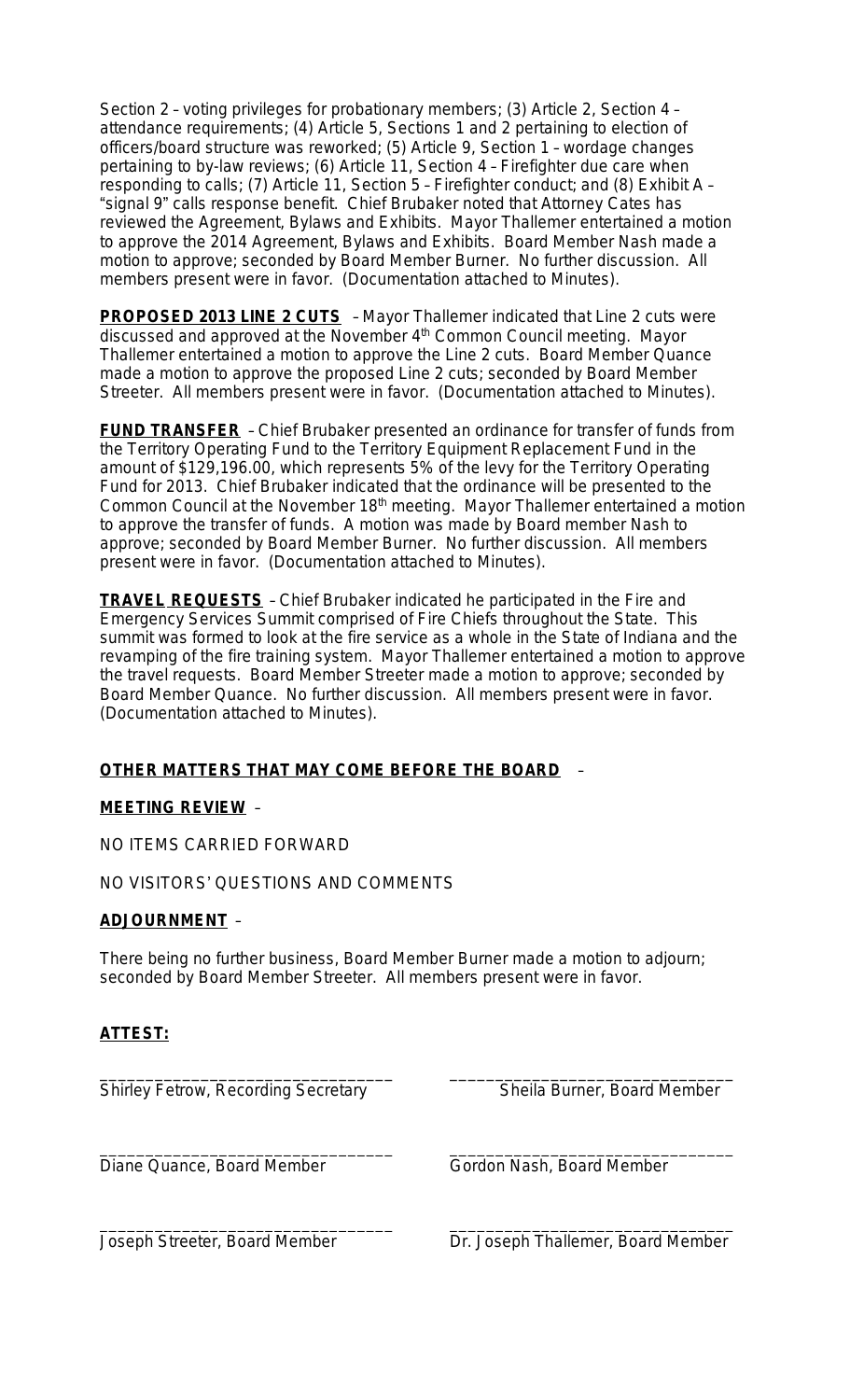Section 2 – voting privileges for probationary members; (3) Article 2, Section 4 – attendance requirements; (4) Article 5, Sections 1 and 2 pertaining to election of officers/board structure was reworked; (5) Article 9, Section 1 – wordage changes pertaining to by-law reviews; (6) Article 11, Section 4 – Firefighter due care when responding to calls; (7) Article 11, Section 5 – Firefighter conduct; and (8) Exhibit A – "signal 9" calls response benefit. Chief Brubaker noted that Attorney Cates has reviewed the Agreement, Bylaws and Exhibits. Mayor Thallemer entertained a motion to approve the 2014 Agreement, Bylaws and Exhibits. Board Member Nash made a motion to approve; seconded by Board Member Burner. No further discussion. All members present were in favor. (Documentation attached to Minutes).

**PROPOSED 2013 LINE 2 CUTS** – Mayor Thallemer indicated that Line 2 cuts were discussed and approved at the November 4th Common Council meeting. Mayor Thallemer entertained a motion to approve the Line 2 cuts. Board Member Quance made a motion to approve the proposed Line 2 cuts; seconded by Board Member Streeter. All members present were in favor. (Documentation attached to Minutes).

**FUND TRANSFER** – Chief Brubaker presented an ordinance for transfer of funds from the Territory Operating Fund to the Territory Equipment Replacement Fund in the amount of $129,196.00, which represents 5% of the levy for the Territory Operating Fund for 2013. Chief Brubaker indicated that the ordinance will be presented to the Common Council at the November 18th meeting. Mayor Thallemer entertained a motion to approve the transfer of funds. A motion was made by Board member Nash to approve; seconded by Board Member Burner. No further discussion. All members present were in favor. (Documentation attached to Minutes).

**TRAVEL REQUESTS** – Chief Brubaker indicated he participated in the Fire and Emergency Services Summit comprised of Fire Chiefs throughout the State. This summit was formed to look at the fire service as a whole in the State of Indiana and the revamping of the fire training system. Mayor Thallemer entertained a motion to approve the travel requests. Board Member Streeter made a motion to approve; seconded by Board Member Quance. No further discussion. All members present were in favor. (Documentation attached to Minutes).

**OTHER MATTERS THAT MAY COME BEFORE THE BOARD** –

**MEETING REVIEW** –

NO ITEMS CARRIED FORWARD

NO VISITORS' QUESTIONS AND COMMENTS

**ADJOURNMENT** –

There being no further business, Board Member Burner made a motion to adjourn; seconded by Board Member Streeter. All members present were in favor.

**ATTEST:**

________________________________
Shirley Fetrow, Recording Secretary

________________________________
Sheila Burner, Board Member

________________________________
Diane Quance, Board Member

________________________________
Gordon Nash, Board Member

________________________________
Joseph Streeter, Board Member

________________________________
Dr. Joseph Thallemer, Board Member